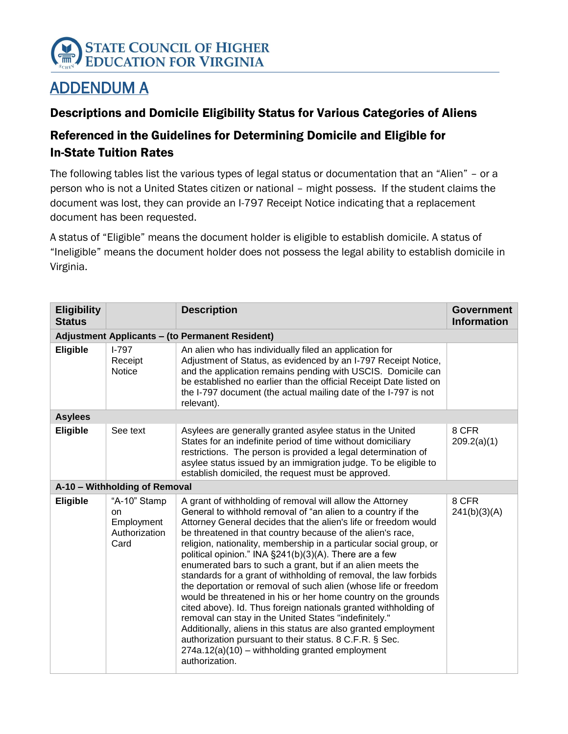STATE COUNCIL OF HIGHER EDUCATION FOR VIRGINIA

# ADDENDUM A

## Descriptions and Domicile Eligibility Status for Various Categories of Aliens

## Referenced in the Guidelines for Determining Domicile and Eligible for In-State Tuition Rates

The following tables list the various types of legal status or documentation that an "Alien" – or a person who is not a United States citizen or national – might possess. If the student claims the document was lost, they can provide an I-797 Receipt Notice indicating that a replacement document has been requested.

A status of "Eligible" means the document holder is eligible to establish domicile. A status of "Ineligible" means the document holder does not possess the legal ability to establish domicile in Virginia.

| Eligibility Status | | Description | Government Information |
|---|---|---|---|
| **Adjustment Applicants – (to Permanent Resident)** | | | |
| **Eligible** | I-797 Receipt Notice | An alien who has individually filed an application for Adjustment of Status, as evidenced by an I-797 Receipt Notice, and the application remains pending with USCIS. Domicile can be established no earlier than the official Receipt Date listed on the I-797 document (the actual mailing date of the I-797 is not relevant). | |
| **Asylees** | | | |
| **Eligible** | See text | Asylees are generally granted asylee status in the United States for an indefinite period of time without domiciliary restrictions. The person is provided a legal determination of asylee status issued by an immigration judge. To be eligible to establish domiciled, the request must be approved. | 8 CFR 209.2(a)(1) |
| **A-10 – Withholding of Removal** | | | |
| **Eligible** | "A-10" Stamp on Employment Authorization Card | A grant of withholding of removal will allow the Attorney General to withhold removal of "an alien to a country if the Attorney General decides that the alien's life or freedom would be threatened in that country because of the alien's race, religion, nationality, membership in a particular social group, or political opinion." INA §241(b)(3)(A). There are a few enumerated bars to such a grant, but if an alien meets the standards for a grant of withholding of removal, the law forbids the deportation or removal of such alien (whose life or freedom would be threatened in his or her home country on the grounds cited above). Id. Thus foreign nationals granted withholding of removal can stay in the United States "indefinitely." Additionally, aliens in this status are also granted employment authorization pursuant to their status. 8 C.F.R. § Sec. 274a.12(a)(10) – withholding granted employment authorization. | 8 CFR 241(b)(3)(A) |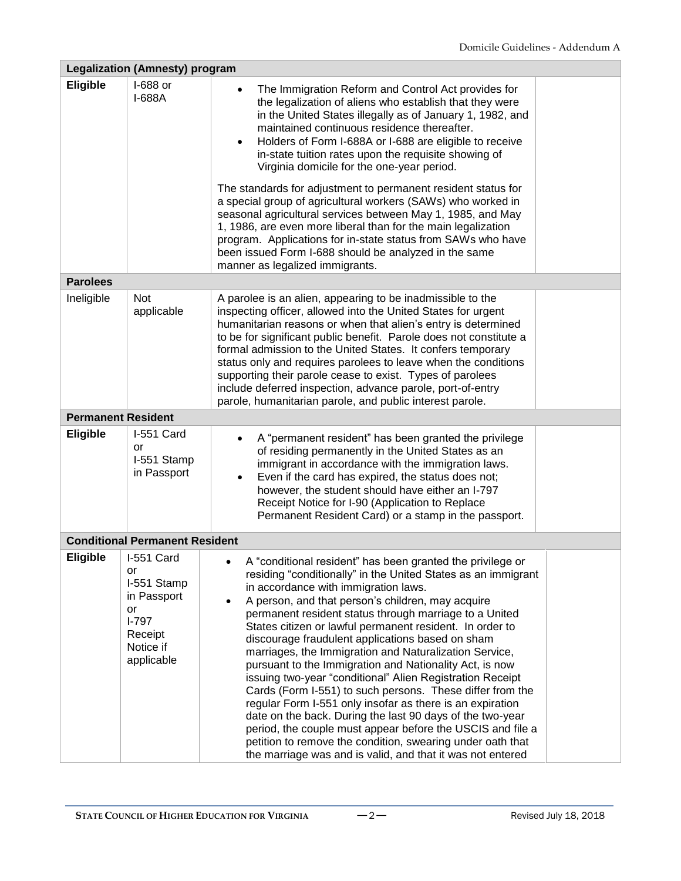| | | | |
|---|---|---|---|
| **Legalization (Amnesty) program** | | | |
| **Eligible** | I-688 or I-688A | • The Immigration Reform and Control Act provides for the legalization of aliens who establish that they were in the United States illegally as of January 1, 1982, and maintained continuous residence thereafter.<br>• Holders of Form I-688A or I-688 are eligible to receive in-state tuition rates upon the requisite showing of Virginia domicile for the one-year period.<br><br>The standards for adjustment to permanent resident status for a special group of agricultural workers (SAWs) who worked in seasonal agricultural services between May 1, 1985, and May 1, 1986, are even more liberal than for the main legalization program. Applications for in-state status from SAWs who have been issued Form I-688 should be analyzed in the same manner as legalized immigrants. | |
| **Parolees** | | | |
| Ineligible | Not applicable | A parolee is an alien, appearing to be inadmissible to the inspecting officer, allowed into the United States for urgent humanitarian reasons or when that alien's entry is determined to be for significant public benefit. Parole does not constitute a formal admission to the United States. It confers temporary status only and requires parolees to leave when the conditions supporting their parole cease to exist. Types of parolees include deferred inspection, advance parole, port-of-entry parole, humanitarian parole, and public interest parole. | |
| **Permanent Resident** | | | |
| **Eligible** | I-551 Card or I-551 Stamp in Passport | • A "permanent resident" has been granted the privilege of residing permanently in the United States as an immigrant in accordance with the immigration laws.<br>• Even if the card has expired, the status does not; however, the student should have either an I-797 Receipt Notice for I-90 (Application to Replace Permanent Resident Card) or a stamp in the passport. | |
| **Conditional Permanent Resident** | | | |
| **Eligible** | I-551 Card or I-551 Stamp in Passport or I-797 Receipt Notice if applicable | • A "conditional resident" has been granted the privilege or residing "conditionally" in the United States as an immigrant in accordance with immigration laws.<br>• A person, and that person's children, may acquire permanent resident status through marriage to a United States citizen or lawful permanent resident. In order to discourage fraudulent applications based on sham marriages, the Immigration and Naturalization Service, pursuant to the Immigration and Nationality Act, is now issuing two-year "conditional" Alien Registration Receipt Cards (Form I-551) to such persons. These differ from the regular Form I-551 only insofar as there is an expiration date on the back. During the last 90 days of the two-year period, the couple must appear before the USCIS and file a petition to remove the condition, swearing under oath that the marriage was and is valid, and that it was not entered | |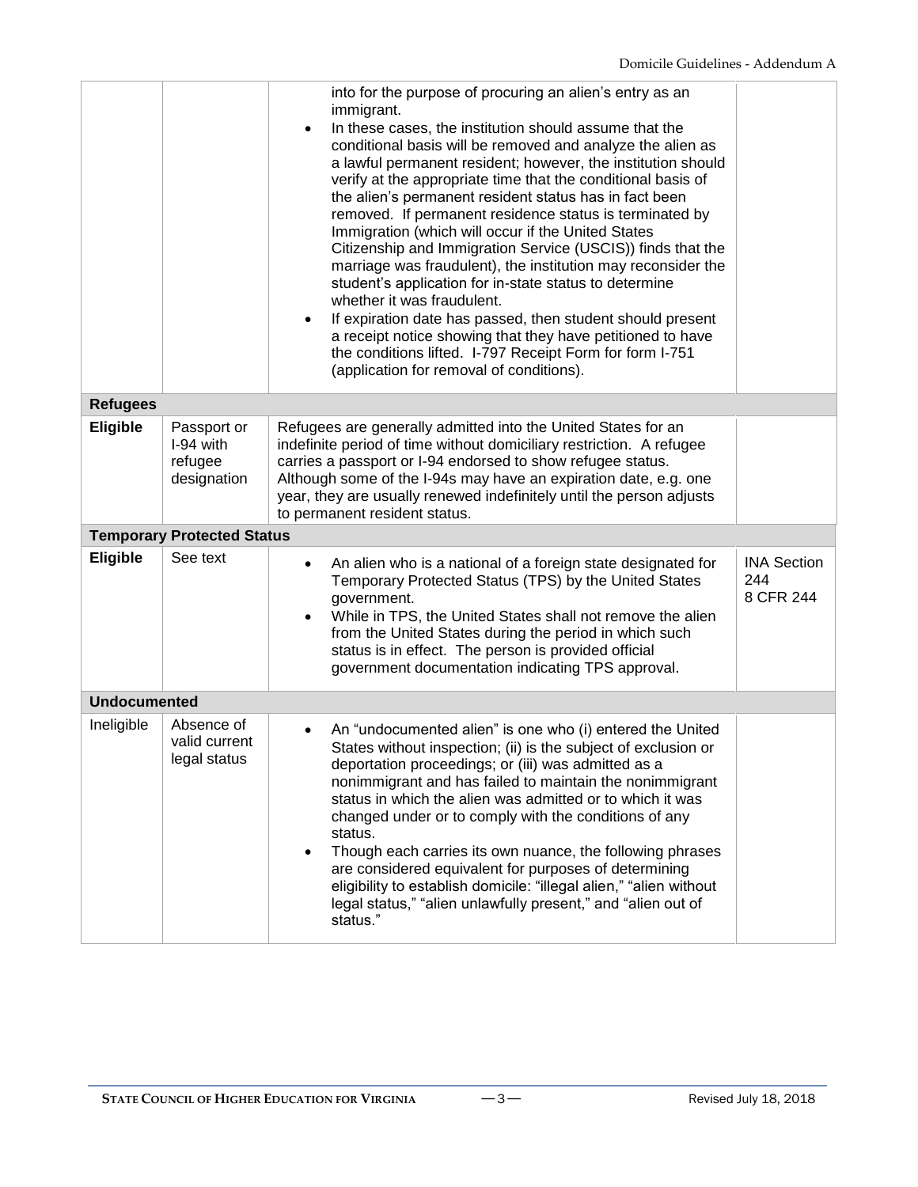| | | | |
|---|---|---|---|
| | | into for the purpose of procuring an alien's entry as an immigrant.<br>• In these cases, the institution should assume that the conditional basis will be removed and analyze the alien as a lawful permanent resident; however, the institution should verify at the appropriate time that the conditional basis of the alien's permanent resident status has in fact been removed. If permanent residence status is terminated by Immigration (which will occur if the United States Citizenship and Immigration Service (USCIS)) finds that the marriage was fraudulent), the institution may reconsider the student's application for in-state status to determine whether it was fraudulent.<br>• If expiration date has passed, then student should present a receipt notice showing that they have petitioned to have the conditions lifted. I-797 Receipt Form for form I-751 (application for removal of conditions). | |
| **Refugees** | | | |
| **Eligible** | Passport or I-94 with refugee designation | Refugees are generally admitted into the United States for an indefinite period of time without domiciliary restriction. A refugee carries a passport or I-94 endorsed to show refugee status. Although some of the I-94s may have an expiration date, e.g. one year, they are usually renewed indefinitely until the person adjusts to permanent resident status. | |
| **Temporary Protected Status** | | | |
| **Eligible** | See text | • An alien who is a national of a foreign state designated for Temporary Protected Status (TPS) by the United States government.<br>• While in TPS, the United States shall not remove the alien from the United States during the period in which such status is in effect. The person is provided official government documentation indicating TPS approval. | INA Section 244<br>8 CFR 244 |
| **Undocumented** | | | |
| Ineligible | Absence of valid current legal status | • An "undocumented alien" is one who (i) entered the United States without inspection; (ii) is the subject of exclusion or deportation proceedings; or (iii) was admitted as a nonimmigrant and has failed to maintain the nonimmigrant status in which the alien was admitted or to which it was changed under or to comply with the conditions of any status.<br>• Though each carries its own nuance, the following phrases are considered equivalent for purposes of determining eligibility to establish domicile: "illegal alien," "alien without legal status," "alien unlawfully present," and "alien out of status." | |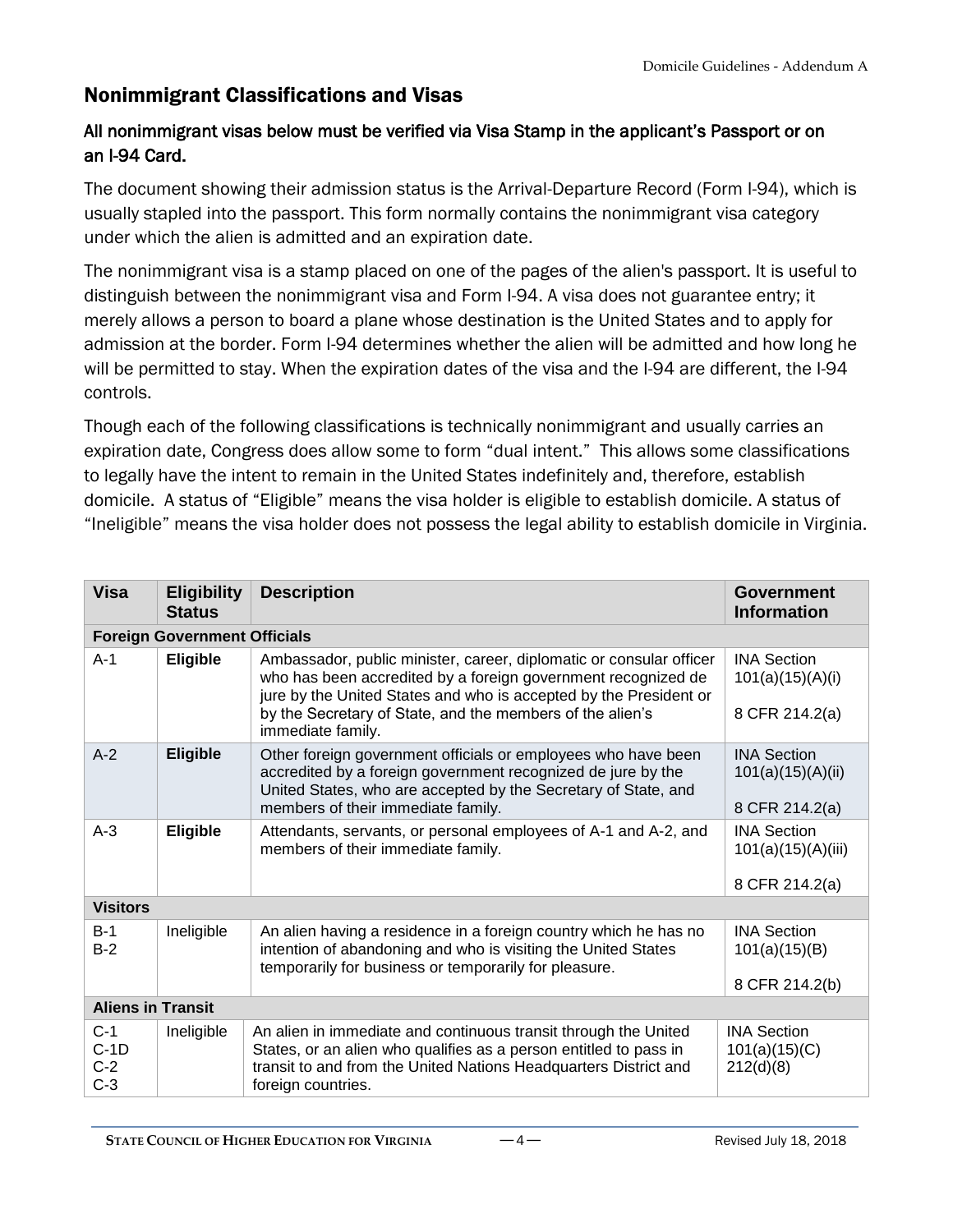## Nonimmigrant Classifications and Visas

### All nonimmigrant visas below must be verified via Visa Stamp in the applicant's Passport or on an I-94 Card.

The document showing their admission status is the Arrival-Departure Record (Form I-94), which is usually stapled into the passport. This form normally contains the nonimmigrant visa category under which the alien is admitted and an expiration date.

The nonimmigrant visa is a stamp placed on one of the pages of the alien's passport. It is useful to distinguish between the nonimmigrant visa and Form I-94. A visa does not guarantee entry; it merely allows a person to board a plane whose destination is the United States and to apply for admission at the border. Form I-94 determines whether the alien will be admitted and how long he will be permitted to stay. When the expiration dates of the visa and the I-94 are different, the I-94 controls.

Though each of the following classifications is technically nonimmigrant and usually carries an expiration date, Congress does allow some to form "dual intent." This allows some classifications to legally have the intent to remain in the United States indefinitely and, therefore, establish domicile. A status of "Eligible" means the visa holder is eligible to establish domicile. A status of "Ineligible" means the visa holder does not possess the legal ability to establish domicile in Virginia.

| Visa | Eligibility Status | Description | Government Information |
|---|---|---|---|
| **Foreign Government Officials** | | | |
| A-1 | **Eligible** | Ambassador, public minister, career, diplomatic or consular officer who has been accredited by a foreign government recognized de jure by the United States and who is accepted by the President or by the Secretary of State, and the members of the alien's immediate family. | INA Section 101(a)(15)(A)(i)<br><br>8 CFR 214.2(a) |
| A-2 | **Eligible** | Other foreign government officials or employees who have been accredited by a foreign government recognized de jure by the United States, who are accepted by the Secretary of State, and members of their immediate family. | INA Section 101(a)(15)(A)(ii)<br><br>8 CFR 214.2(a) |
| A-3 | **Eligible** | Attendants, servants, or personal employees of A-1 and A-2, and members of their immediate family. | INA Section 101(a)(15)(A)(iii)<br><br>8 CFR 214.2(a) |
| **Visitors** | | | |
| B-1<br>B-2 | Ineligible | An alien having a residence in a foreign country which he has no intention of abandoning and who is visiting the United States temporarily for business or temporarily for pleasure. | INA Section 101(a)(15)(B)<br><br>8 CFR 214.2(b) |
| **Aliens in Transit** | | | |
| C-1<br>C-1D<br>C-2<br>C-3 | Ineligible | An alien in immediate and continuous transit through the United States, or an alien who qualifies as a person entitled to pass in transit to and from the United Nations Headquarters District and foreign countries. | INA Section 101(a)(15)(C)<br>212(d)(8) |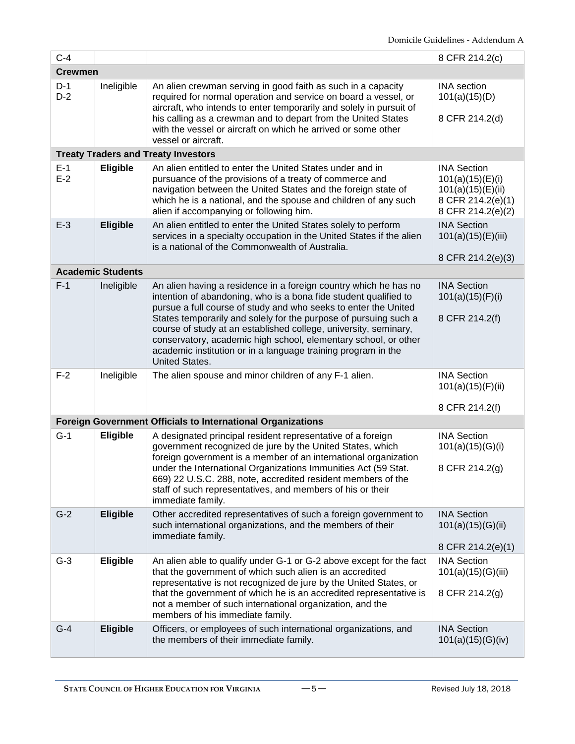| | | | |
|---|---|---|---|
| C-4 | | | 8 CFR 214.2(c) |
| **Crewmen** | | | |
| D-1<br>D-2 | Ineligible | An alien crewman serving in good faith as such in a capacity required for normal operation and service on board a vessel, or aircraft, who intends to enter temporarily and solely in pursuit of his calling as a crewman and to depart from the United States with the vessel or aircraft on which he arrived or some other vessel or aircraft. | INA section 101(a)(15)(D)<br><br>8 CFR 214.2(d) |
| **Treaty Traders and Treaty Investors** | | | |
| E-1<br>E-2 | **Eligible** | An alien entitled to enter the United States under and in pursuance of the provisions of a treaty of commerce and navigation between the United States and the foreign state of which he is a national, and the spouse and children of any such alien if accompanying or following him. | INA Section 101(a)(15)(E)(i)<br>101(a)(15)(E)(ii)<br>8 CFR 214.2(e)(1)<br>8 CFR 214.2(e)(2) |
| E-3 | **Eligible** | An alien entitled to enter the United States solely to perform services in a specialty occupation in the United States if the alien is a national of the Commonwealth of Australia. | INA Section 101(a)(15)(E)(iii)<br><br>8 CFR 214.2(e)(3) |
| **Academic Students** | | | |
| F-1 | Ineligible | An alien having a residence in a foreign country which he has no intention of abandoning, who is a bona fide student qualified to pursue a full course of study and who seeks to enter the United States temporarily and solely for the purpose of pursuing such a course of study at an established college, university, seminary, conservatory, academic high school, elementary school, or other academic institution or in a language training program in the United States. | INA Section 101(a)(15)(F)(i)<br><br>8 CFR 214.2(f) |
| F-2 | Ineligible | The alien spouse and minor children of any F-1 alien. | INA Section 101(a)(15)(F)(ii)<br><br>8 CFR 214.2(f) |
| **Foreign Government Officials to International Organizations** | | | |
| G-1 | **Eligible** | A designated principal resident representative of a foreign government recognized de jure by the United States, which foreign government is a member of an international organization under the International Organizations Immunities Act (59 Stat. 669) 22 U.S.C. 288, note, accredited resident members of the staff of such representatives, and members of his or their immediate family. | INA Section 101(a)(15)(G)(i)<br><br>8 CFR 214.2(g) |
| G-2 | **Eligible** | Other accredited representatives of such a foreign government to such international organizations, and the members of their immediate family. | INA Section 101(a)(15)(G)(ii)<br><br>8 CFR 214.2(e)(1) |
| G-3 | **Eligible** | An alien able to qualify under G-1 or G-2 above except for the fact that the government of which such alien is an accredited representative is not recognized de jure by the United States, or that the government of which he is an accredited representative is not a member of such international organization, and the members of his immediate family. | INA Section 101(a)(15)(G)(iii)<br><br>8 CFR 214.2(g) |
| G-4 | **Eligible** | Officers, or employees of such international organizations, and the members of their immediate family. | INA Section 101(a)(15)(G)(iv) |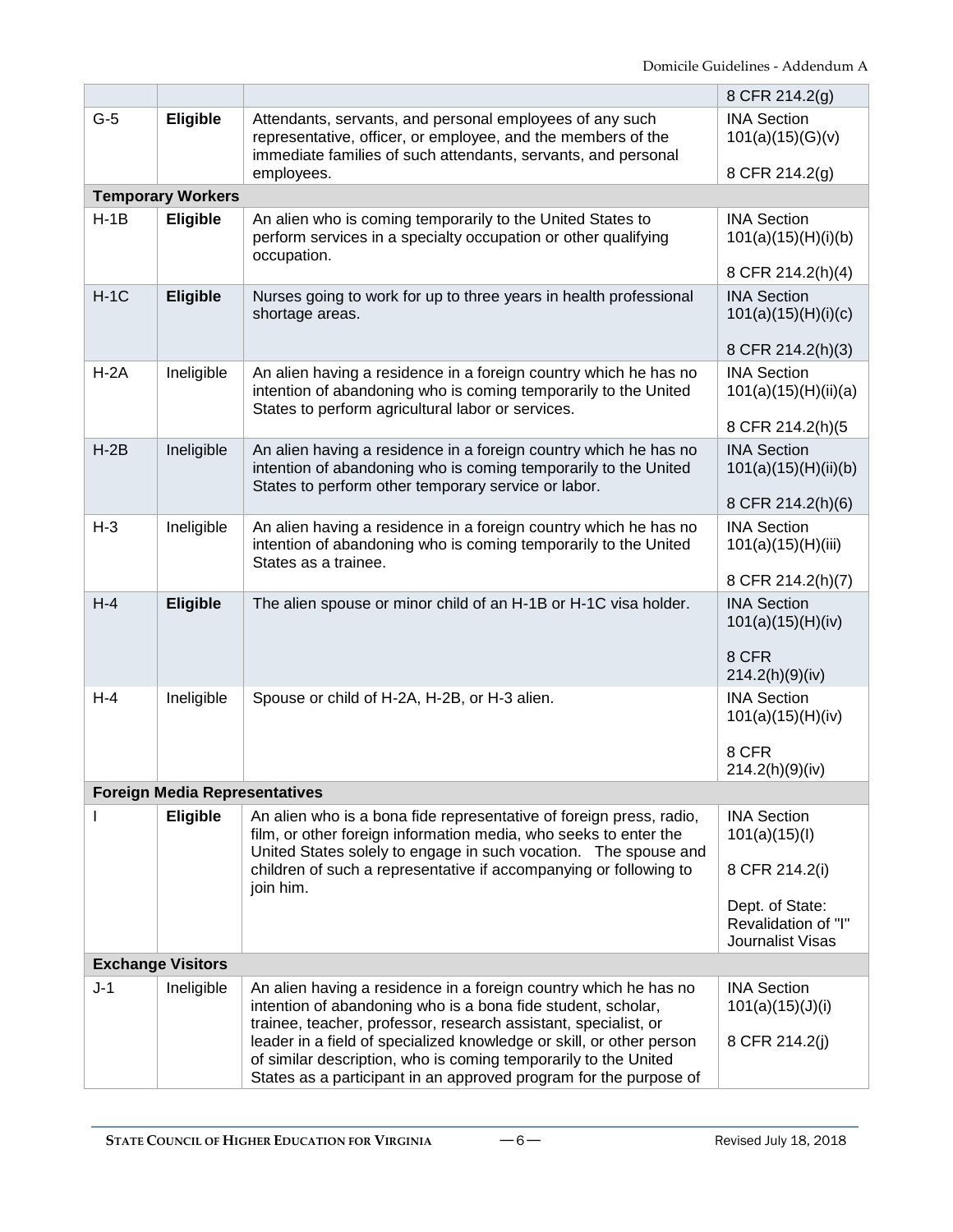| | | | |
|---|---|---|---|
| | | | 8 CFR 214.2(g) |
| G-5 | **Eligible** | Attendants, servants, and personal employees of any such representative, officer, or employee, and the members of the immediate families of such attendants, servants, and personal employees. | INA Section 101(a)(15)(G)(v)<br><br>8 CFR 214.2(g) |
| **Temporary Workers** | | | |
| H-1B | **Eligible** | An alien who is coming temporarily to the United States to perform services in a specialty occupation or other qualifying occupation. | INA Section 101(a)(15)(H)(i)(b)<br><br>8 CFR 214.2(h)(4) |
| H-1C | **Eligible** | Nurses going to work for up to three years in health professional shortage areas. | INA Section 101(a)(15)(H)(i)(c)<br><br>8 CFR 214.2(h)(3) |
| H-2A | Ineligible | An alien having a residence in a foreign country which he has no intention of abandoning who is coming temporarily to the United States to perform agricultural labor or services. | INA Section 101(a)(15)(H)(ii)(a)<br><br>8 CFR 214.2(h)(5 |
| H-2B | Ineligible | An alien having a residence in a foreign country which he has no intention of abandoning who is coming temporarily to the United States to perform other temporary service or labor. | INA Section 101(a)(15)(H)(ii)(b)<br><br>8 CFR 214.2(h)(6) |
| H-3 | Ineligible | An alien having a residence in a foreign country which he has no intention of abandoning who is coming temporarily to the United States as a trainee. | INA Section 101(a)(15)(H)(iii)<br><br>8 CFR 214.2(h)(7) |
| H-4 | **Eligible** | The alien spouse or minor child of an H-1B or H-1C visa holder. | INA Section 101(a)(15)(H)(iv)<br><br>8 CFR 214.2(h)(9)(iv) |
| H-4 | Ineligible | Spouse or child of H-2A, H-2B, or H-3 alien. | INA Section 101(a)(15)(H)(iv)<br><br>8 CFR 214.2(h)(9)(iv) |
| **Foreign Media Representatives** | | | |
| I | **Eligible** | An alien who is a bona fide representative of foreign press, radio, film, or other foreign information media, who seeks to enter the United States solely to engage in such vocation. The spouse and children of such a representative if accompanying or following to join him. | INA Section 101(a)(15)(I)<br><br>8 CFR 214.2(i)<br><br>Dept. of State: Revalidation of "I" Journalist Visas |
| **Exchange Visitors** | | | |
| J-1 | Ineligible | An alien having a residence in a foreign country which he has no intention of abandoning who is a bona fide student, scholar, trainee, teacher, professor, research assistant, specialist, or leader in a field of specialized knowledge or skill, or other person of similar description, who is coming temporarily to the United States as a participant in an approved program for the purpose of | INA Section 101(a)(15)(J)(i)<br><br>8 CFR 214.2(j) |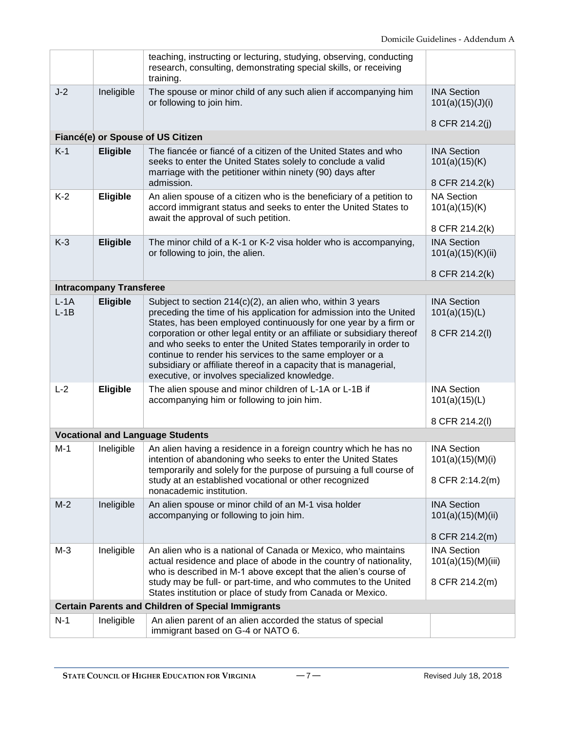| | | | |
|---|---|---|---|
| | | teaching, instructing or lecturing, studying, observing, conducting research, consulting, demonstrating special skills, or receiving training. | |
| J-2 | Ineligible | The spouse or minor child of any such alien if accompanying him or following to join him. | INA Section 101(a)(15)(J)(i)<br><br>8 CFR 214.2(j) |
| **Fiancé(e) or Spouse of US Citizen** | | | |
| K-1 | **Eligible** | The fiancée or fiancé of a citizen of the United States and who seeks to enter the United States solely to conclude a valid marriage with the petitioner within ninety (90) days after admission. | INA Section 101(a)(15)(K)<br><br>8 CFR 214.2(k) |
| K-2 | **Eligible** | An alien spouse of a citizen who is the beneficiary of a petition to accord immigrant status and seeks to enter the United States to await the approval of such petition. | NA Section 101(a)(15)(K)<br><br>8 CFR 214.2(k) |
| K-3 | **Eligible** | The minor child of a K-1 or K-2 visa holder who is accompanying, or following to join, the alien. | INA Section 101(a)(15)(K)(ii)<br><br>8 CFR 214.2(k) |
| **Intracompany Transferee** | | | |
| L-1A<br>L-1B | **Eligible** | Subject to section 214(c)(2), an alien who, within 3 years preceding the time of his application for admission into the United States, has been employed continuously for one year by a firm or corporation or other legal entity or an affiliate or subsidiary thereof and who seeks to enter the United States temporarily in order to continue to render his services to the same employer or a subsidiary or affiliate thereof in a capacity that is managerial, executive, or involves specialized knowledge. | INA Section 101(a)(15)(L)<br><br>8 CFR 214.2(l) |
| L-2 | **Eligible** | The alien spouse and minor children of L-1A or L-1B if accompanying him or following to join him. | INA Section 101(a)(15)(L)<br><br>8 CFR 214.2(l) |
| **Vocational and Language Students** | | | |
| M-1 | Ineligible | An alien having a residence in a foreign country which he has no intention of abandoning who seeks to enter the United States temporarily and solely for the purpose of pursuing a full course of study at an established vocational or other recognized nonacademic institution. | INA Section 101(a)(15)(M)(i)<br><br>8 CFR 2:14.2(m) |
| M-2 | Ineligible | An alien spouse or minor child of an M-1 visa holder accompanying or following to join him. | INA Section 101(a)(15)(M)(ii)<br><br>8 CFR 214.2(m) |
| M-3 | Ineligible | An alien who is a national of Canada or Mexico, who maintains actual residence and place of abode in the country of nationality, who is described in M-1 above except that the alien's course of study may be full- or part-time, and who commutes to the United States institution or place of study from Canada or Mexico. | INA Section 101(a)(15)(M)(iii)<br><br>8 CFR 214.2(m) |
| **Certain Parents and Children of Special Immigrants** | | | |
| N-1 | Ineligible | An alien parent of an alien accorded the status of special immigrant based on G-4 or NATO 6. | |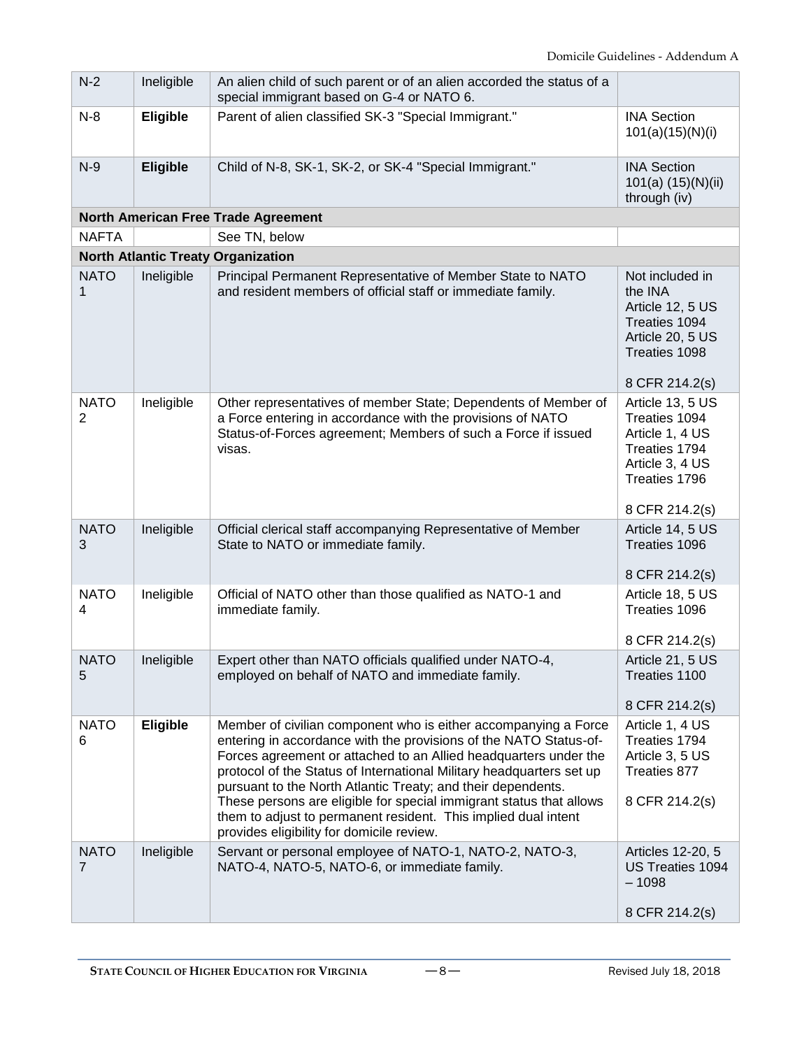| | | | |
|---|---|---|---|
| N-2 | Ineligible | An alien child of such parent or of an alien accorded the status of a special immigrant based on G-4 or NATO 6. | |
| N-8 | **Eligible** | Parent of alien classified SK-3 "Special Immigrant." | INA Section 101(a)(15)(N)(i) |
| N-9 | **Eligible** | Child of N-8, SK-1, SK-2, or SK-4 "Special Immigrant." | INA Section 101(a) (15)(N)(ii) through (iv) |
| **North American Free Trade Agreement** | | | |
| NAFTA | | See TN, below | |
| **North Atlantic Treaty Organization** | | | |
| NATO 1 | Ineligible | Principal Permanent Representative of Member State to NATO and resident members of official staff or immediate family. | Not included in the INA Article 12, 5 US Treaties 1094 Article 20, 5 US Treaties 1098<br><br>8 CFR 214.2(s) |
| NATO 2 | Ineligible | Other representatives of member State; Dependents of Member of a Force entering in accordance with the provisions of NATO Status-of-Forces agreement; Members of such a Force if issued visas. | Article 13, 5 US Treaties 1094 Article 1, 4 US Treaties 1794 Article 3, 4 US Treaties 1796<br><br>8 CFR 214.2(s) |
| NATO 3 | Ineligible | Official clerical staff accompanying Representative of Member State to NATO or immediate family. | Article 14, 5 US Treaties 1096<br><br>8 CFR 214.2(s) |
| NATO 4 | Ineligible | Official of NATO other than those qualified as NATO-1 and immediate family. | Article 18, 5 US Treaties 1096<br><br>8 CFR 214.2(s) |
| NATO 5 | Ineligible | Expert other than NATO officials qualified under NATO-4, employed on behalf of NATO and immediate family. | Article 21, 5 US Treaties 1100<br><br>8 CFR 214.2(s) |
| NATO 6 | **Eligible** | Member of civilian component who is either accompanying a Force entering in accordance with the provisions of the NATO Status-of-Forces agreement or attached to an Allied headquarters under the protocol of the Status of International Military headquarters set up pursuant to the North Atlantic Treaty; and their dependents. These persons are eligible for special immigrant status that allows them to adjust to permanent resident. This implied dual intent provides eligibility for domicile review. | Article 1, 4 US Treaties 1794 Article 3, 5 US Treaties 877<br><br>8 CFR 214.2(s) |
| NATO 7 | Ineligible | Servant or personal employee of NATO-1, NATO-2, NATO-3, NATO-4, NATO-5, NATO-6, or immediate family. | Articles 12-20, 5 US Treaties 1094 – 1098<br><br>8 CFR 214.2(s) |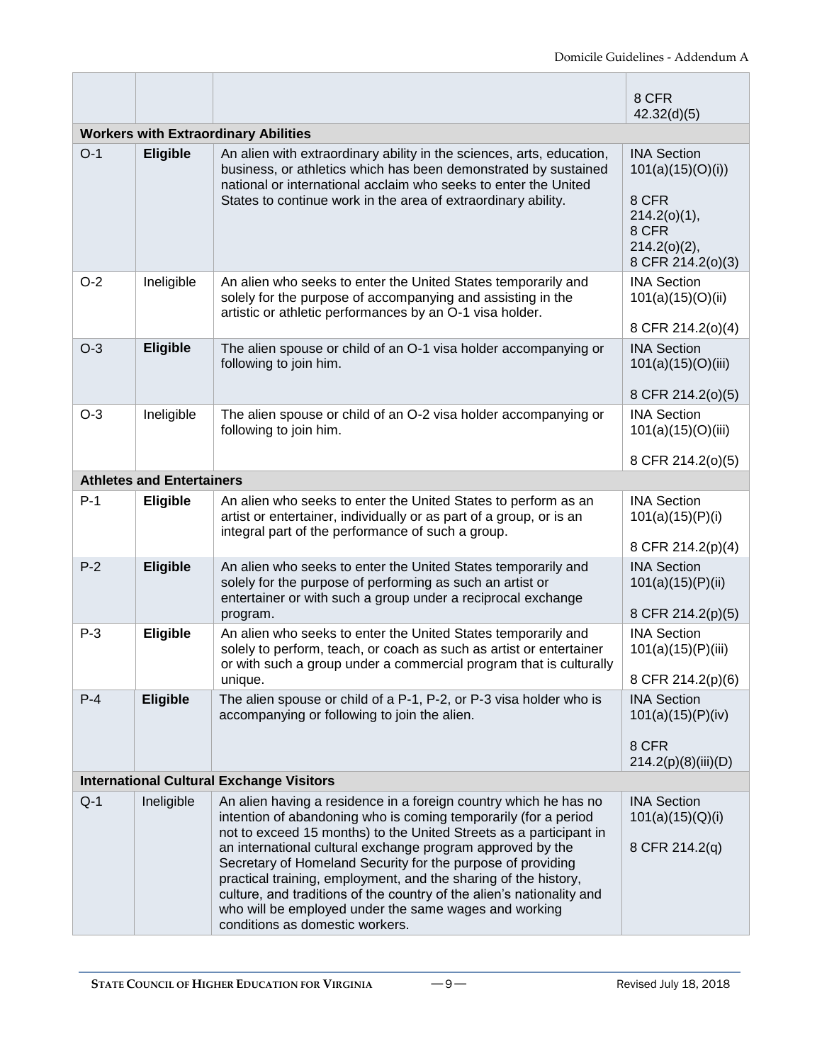| | | | |
|---|---|---|---|
| | | | 8 CFR 42.32(d)(5) |
| **Workers with Extraordinary Abilities** | | | |
| O-1 | **Eligible** | An alien with extraordinary ability in the sciences, arts, education, business, or athletics which has been demonstrated by sustained national or international acclaim who seeks to enter the United States to continue work in the area of extraordinary ability. | INA Section 101(a)(15)(O)(i))<br><br>8 CFR 214.2(o)(1), 8 CFR 214.2(o)(2), 8 CFR 214.2(o)(3) |
| O-2 | Ineligible | An alien who seeks to enter the United States temporarily and solely for the purpose of accompanying and assisting in the artistic or athletic performances by an O-1 visa holder. | INA Section 101(a)(15)(O)(ii)<br><br>8 CFR 214.2(o)(4) |
| O-3 | **Eligible** | The alien spouse or child of an O-1 visa holder accompanying or following to join him. | INA Section 101(a)(15)(O)(iii)<br><br>8 CFR 214.2(o)(5) |
| O-3 | Ineligible | The alien spouse or child of an O-2 visa holder accompanying or following to join him. | INA Section 101(a)(15)(O)(iii)<br><br>8 CFR 214.2(o)(5) |
| **Athletes and Entertainers** | | | |
| P-1 | **Eligible** | An alien who seeks to enter the United States to perform as an artist or entertainer, individually or as part of a group, or is an integral part of the performance of such a group. | INA Section 101(a)(15)(P)(i)<br><br>8 CFR 214.2(p)(4) |
| P-2 | **Eligible** | An alien who seeks to enter the United States temporarily and solely for the purpose of performing as such an artist or entertainer or with such a group under a reciprocal exchange program. | INA Section 101(a)(15)(P)(ii)<br><br>8 CFR 214.2(p)(5) |
| P-3 | **Eligible** | An alien who seeks to enter the United States temporarily and solely to perform, teach, or coach as such as artist or entertainer or with such a group under a commercial program that is culturally unique. | INA Section 101(a)(15)(P)(iii)<br><br>8 CFR 214.2(p)(6) |
| P-4 | **Eligible** | The alien spouse or child of a P-1, P-2, or P-3 visa holder who is accompanying or following to join the alien. | INA Section 101(a)(15)(P)(iv)<br><br>8 CFR 214.2(p)(8)(iii)(D) |
| **International Cultural Exchange Visitors** | | | |
| Q-1 | Ineligible | An alien having a residence in a foreign country which he has no intention of abandoning who is coming temporarily (for a period not to exceed 15 months) to the United Streets as a participant in an international cultural exchange program approved by the Secretary of Homeland Security for the purpose of providing practical training, employment, and the sharing of the history, culture, and traditions of the country of the alien's nationality and who will be employed under the same wages and working conditions as domestic workers. | INA Section 101(a)(15)(Q)(i)<br><br>8 CFR 214.2(q) |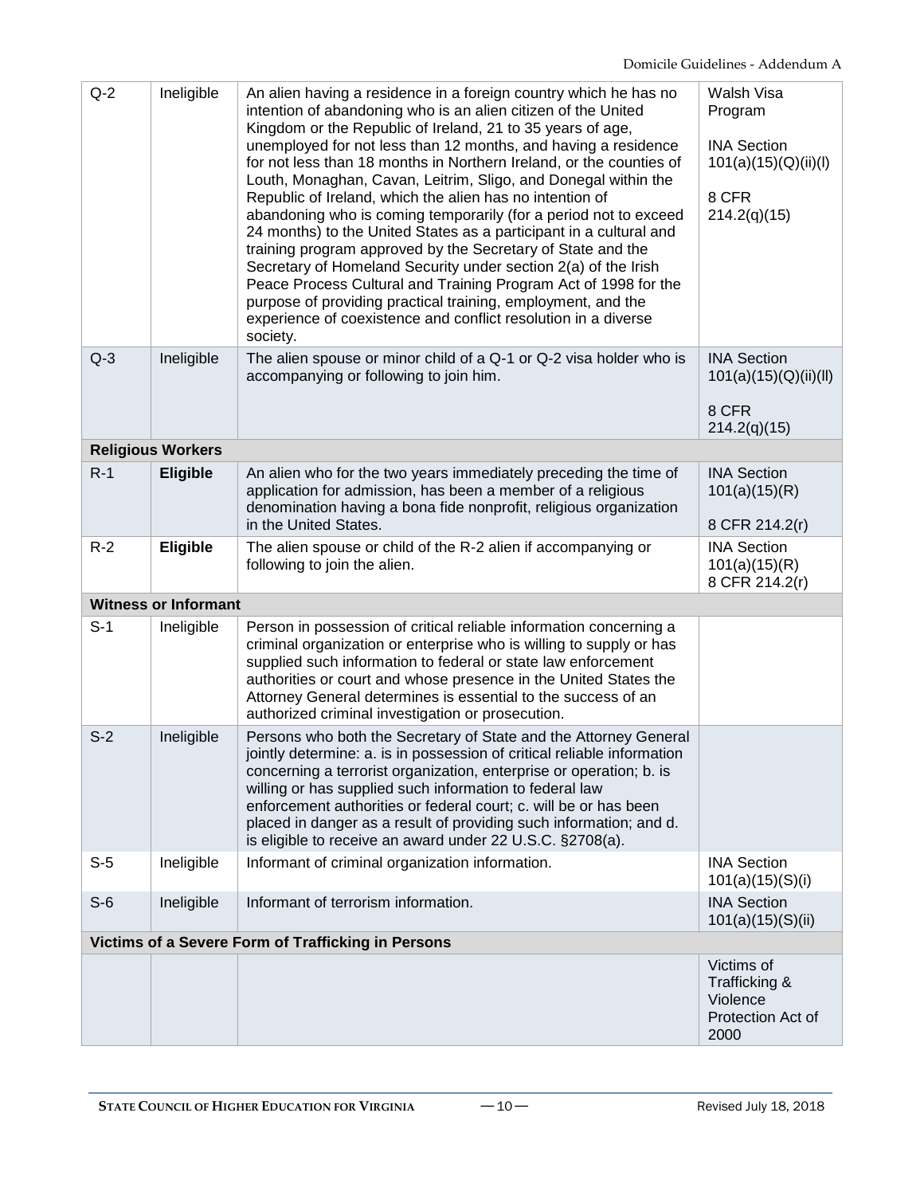| | | | |
|---|---|---|---|
| Q-2 | Ineligible | An alien having a residence in a foreign country which he has no intention of abandoning who is an alien citizen of the United Kingdom or the Republic of Ireland, 21 to 35 years of age, unemployed for not less than 12 months, and having a residence for not less than 18 months in Northern Ireland, or the counties of Louth, Monaghan, Cavan, Leitrim, Sligo, and Donegal within the Republic of Ireland, which the alien has no intention of abandoning who is coming temporarily (for a period not to exceed 24 months) to the United States as a participant in a cultural and training program approved by the Secretary of State and the Secretary of Homeland Security under section 2(a) of the Irish Peace Process Cultural and Training Program Act of 1998 for the purpose of providing practical training, employment, and the experience of coexistence and conflict resolution in a diverse society. | Walsh Visa Program<br><br>INA Section 101(a)(15)(Q)(ii)(I)<br><br>8 CFR 214.2(q)(15) |
| Q-3 | Ineligible | The alien spouse or minor child of a Q-1 or Q-2 visa holder who is accompanying or following to join him. | INA Section 101(a)(15)(Q)(ii)(II)<br><br>8 CFR 214.2(q)(15) |
| **Religious Workers** | | | |
| R-1 | **Eligible** | An alien who for the two years immediately preceding the time of application for admission, has been a member of a religious denomination having a bona fide nonprofit, religious organization in the United States. | INA Section 101(a)(15)(R)<br><br>8 CFR 214.2(r) |
| R-2 | **Eligible** | The alien spouse or child of the R-2 alien if accompanying or following to join the alien. | INA Section 101(a)(15)(R)<br>8 CFR 214.2(r) |
| **Witness or Informant** | | | |
| S-1 | Ineligible | Person in possession of critical reliable information concerning a criminal organization or enterprise who is willing to supply or has supplied such information to federal or state law enforcement authorities or court and whose presence in the United States the Attorney General determines is essential to the success of an authorized criminal investigation or prosecution. | |
| S-2 | Ineligible | Persons who both the Secretary of State and the Attorney General jointly determine: a. is in possession of critical reliable information concerning a terrorist organization, enterprise or operation; b. is willing or has supplied such information to federal law enforcement authorities or federal court; c. will be or has been placed in danger as a result of providing such information; and d. is eligible to receive an award under 22 U.S.C. §2708(a). | |
| S-5 | Ineligible | Informant of criminal organization information. | INA Section 101(a)(15)(S)(i) |
| S-6 | Ineligible | Informant of terrorism information. | INA Section 101(a)(15)(S)(ii) |
| **Victims of a Severe Form of Trafficking in Persons** | | | |
| | | | Victims of Trafficking & Violence Protection Act of 2000 |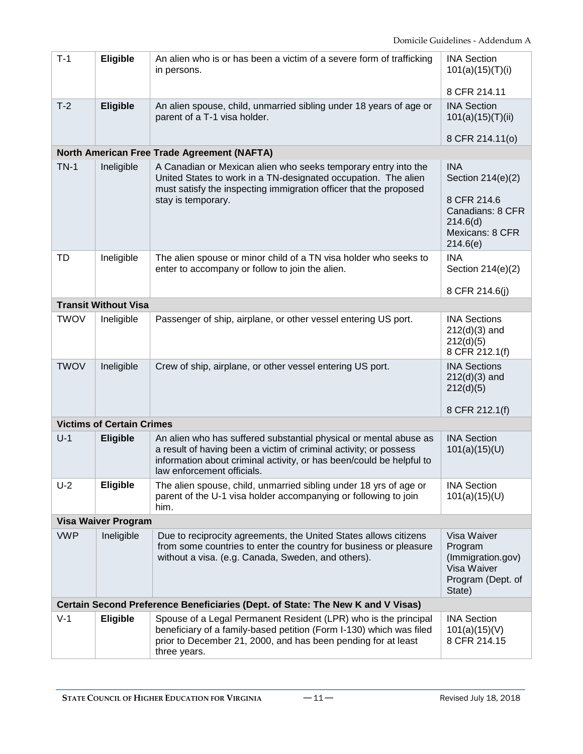| | | | |
|---|---|---|---|
| T-1 | **Eligible** | An alien who is or has been a victim of a severe form of trafficking in persons. | INA Section 101(a)(15)(T)(i)<br><br>8 CFR 214.11 |
| T-2 | **Eligible** | An alien spouse, child, unmarried sibling under 18 years of age or parent of a T-1 visa holder. | INA Section 101(a)(15)(T)(ii)<br><br>8 CFR 214.11(o) |
| **North American Free Trade Agreement (NAFTA)** | | | |
| TN-1 | Ineligible | A Canadian or Mexican alien who seeks temporary entry into the United States to work in a TN-designated occupation. The alien must satisfy the inspecting immigration officer that the proposed stay is temporary. | INA Section 214(e)(2)<br><br>8 CFR 214.6<br>Canadians: 8 CFR 214.6(d)<br>Mexicans: 8 CFR 214.6(e) |
| TD | Ineligible | The alien spouse or minor child of a TN visa holder who seeks to enter to accompany or follow to join the alien. | INA Section 214(e)(2)<br><br>8 CFR 214.6(j) |
| **Transit Without Visa** | | | |
| TWOV | Ineligible | Passenger of ship, airplane, or other vessel entering US port. | INA Sections 212(d)(3) and 212(d)(5)<br>8 CFR 212.1(f) |
| TWOV | Ineligible | Crew of ship, airplane, or other vessel entering US port. | INA Sections 212(d)(3) and 212(d)(5)<br><br>8 CFR 212.1(f) |
| **Victims of Certain Crimes** | | | |
| U-1 | **Eligible** | An alien who has suffered substantial physical or mental abuse as a result of having been a victim of criminal activity; or possess information about criminal activity, or has been/could be helpful to law enforcement officials. | INA Section 101(a)(15)(U) |
| U-2 | **Eligible** | The alien spouse, child, unmarried sibling under 18 yrs of age or parent of the U-1 visa holder accompanying or following to join him. | INA Section 101(a)(15)(U) |
| **Visa Waiver Program** | | | |
| VWP | Ineligible | Due to reciprocity agreements, the United States allows citizens from some countries to enter the country for business or pleasure without a visa. (e.g. Canada, Sweden, and others). | Visa Waiver Program (Immigration.gov)<br>Visa Waiver Program (Dept. of State) |
| **Certain Second Preference Beneficiaries (Dept. of State: The New K and V Visas)** | | | |
| V-1 | **Eligible** | Spouse of a Legal Permanent Resident (LPR) who is the principal beneficiary of a family-based petition (Form I-130) which was filed prior to December 21, 2000, and has been pending for at least three years. | INA Section 101(a)(15)(V)<br>8 CFR 214.15 |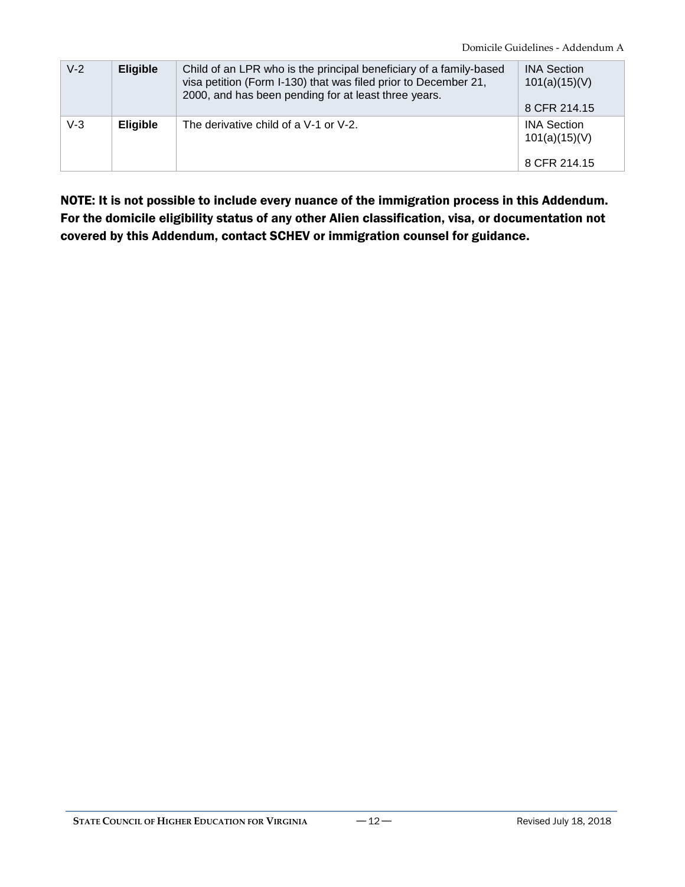| | | | |
|---|---|---|---|
| V-2 | **Eligible** | Child of an LPR who is the principal beneficiary of a family-based visa petition (Form I-130) that was filed prior to December 21, 2000, and has been pending for at least three years. | INA Section 101(a)(15)(V)<br><br>8 CFR 214.15 |
| V-3 | **Eligible** | The derivative child of a V-1 or V-2. | INA Section 101(a)(15)(V)<br><br>8 CFR 214.15 |

**NOTE: It is not possible to include every nuance of the immigration process in this Addendum. For the domicile eligibility status of any other Alien classification, visa, or documentation not covered by this Addendum, contact SCHEV or immigration counsel for guidance.**